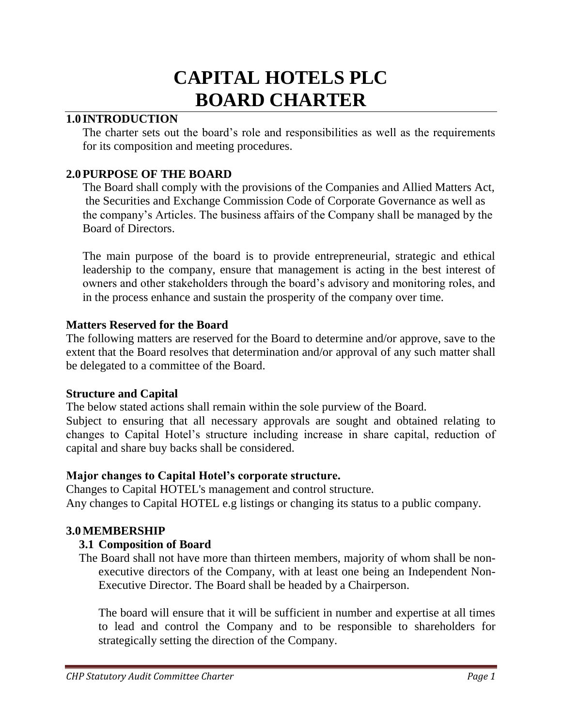# CAPITAL HOTELS PLC
# BOARD CHARTER

## 1.0 INTRODUCTION

The charter sets out the board's role and responsibilities as well as the requirements for its composition and meeting procedures.

## 2.0 PURPOSE OF THE BOARD

The Board shall comply with the provisions of the Companies and Allied Matters Act, the Securities and Exchange Commission Code of Corporate Governance as well as the company's Articles. The business affairs of the Company shall be managed by the Board of Directors.

The main purpose of the board is to provide entrepreneurial, strategic and ethical leadership to the company, ensure that management is acting in the best interest of owners and other stakeholders through the board's advisory and monitoring roles, and in the process enhance and sustain the prosperity of the company over time.

### Matters Reserved for the Board

The following matters are reserved for the Board to determine and/or approve, save to the extent that the Board resolves that determination and/or approval of any such matter shall be delegated to a committee of the Board.

### Structure and Capital

The below stated actions shall remain within the sole purview of the Board.

Subject to ensuring that all necessary approvals are sought and obtained relating to changes to Capital Hotel's structure including increase in share capital, reduction of capital and share buy backs shall be considered.

### Major changes to Capital Hotel's corporate structure.

Changes to Capital HOTEL's management and control structure.

Any changes to Capital HOTEL e.g listings or changing its status to a public company.

## 3.0 MEMBERSHIP

### 3.1 Composition of Board

The Board shall not have more than thirteen members, majority of whom shall be non-executive directors of the Company, with at least one being an Independent Non-Executive Director. The Board shall be headed by a Chairperson.

The board will ensure that it will be sufficient in number and expertise at all times to lead and control the Company and to be responsible to shareholders for strategically setting the direction of the Company.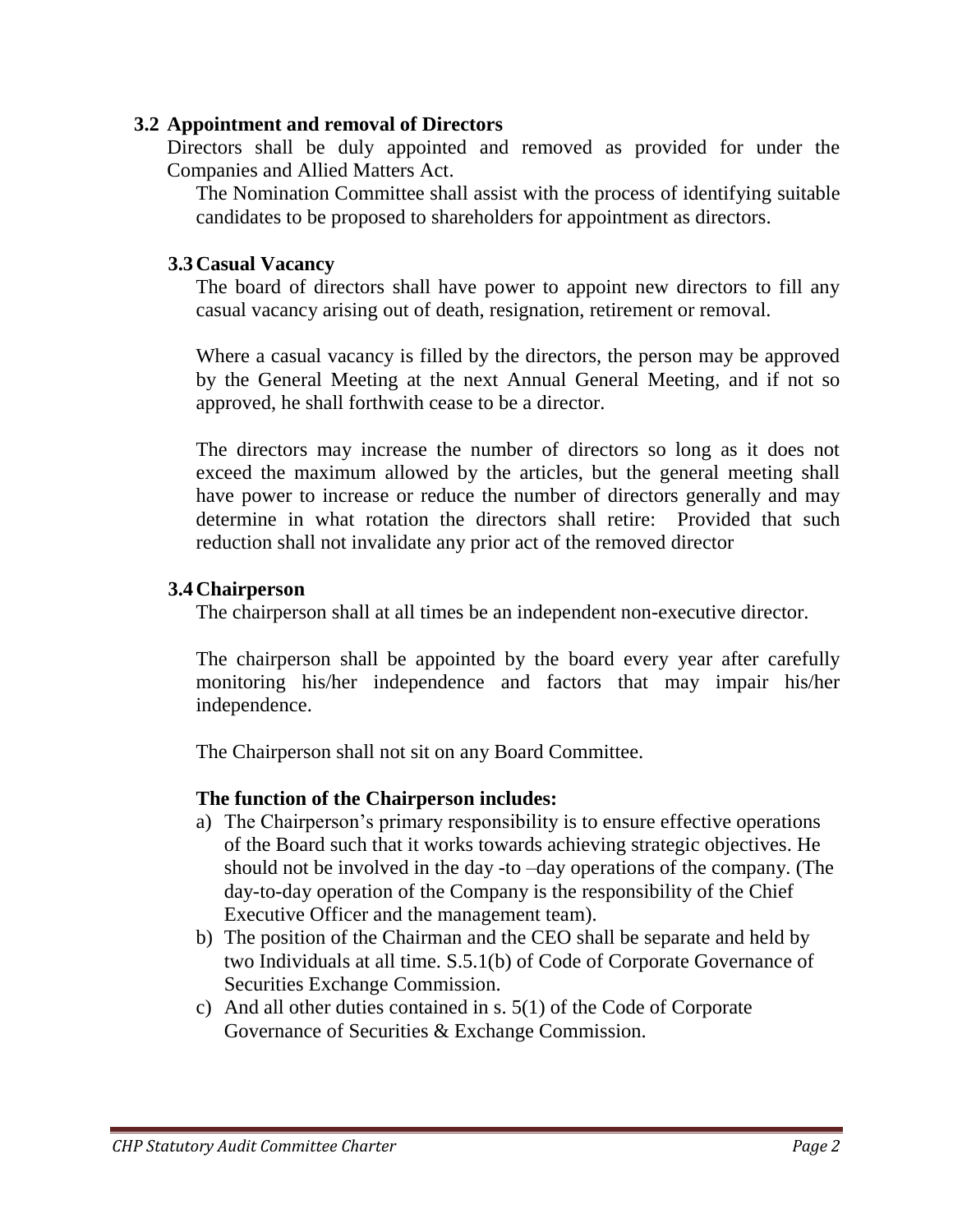### 3.2 Appointment and removal of Directors

Directors shall be duly appointed and removed as provided for under the Companies and Allied Matters Act.

The Nomination Committee shall assist with the process of identifying suitable candidates to be proposed to shareholders for appointment as directors.

### 3.3 Casual Vacancy

The board of directors shall have power to appoint new directors to fill any casual vacancy arising out of death, resignation, retirement or removal.

Where a casual vacancy is filled by the directors, the person may be approved by the General Meeting at the next Annual General Meeting, and if not so approved, he shall forthwith cease to be a director.

The directors may increase the number of directors so long as it does not exceed the maximum allowed by the articles, but the general meeting shall have power to increase or reduce the number of directors generally and may determine in what rotation the directors shall retire: Provided that such reduction shall not invalidate any prior act of the removed director

### 3.4 Chairperson

The chairperson shall at all times be an independent non-executive director.

The chairperson shall be appointed by the board every year after carefully monitoring his/her independence and factors that may impair his/her independence.

The Chairperson shall not sit on any Board Committee.

**The function of the Chairperson includes:**

a) The Chairperson's primary responsibility is to ensure effective operations of the Board such that it works towards achieving strategic objectives. He should not be involved in the day -to –day operations of the company. (The day-to-day operation of the Company is the responsibility of the Chief Executive Officer and the management team).
b) The position of the Chairman and the CEO shall be separate and held by two Individuals at all time. S.5.1(b) of Code of Corporate Governance of Securities Exchange Commission.
c) And all other duties contained in s. 5(1) of the Code of Corporate Governance of Securities & Exchange Commission.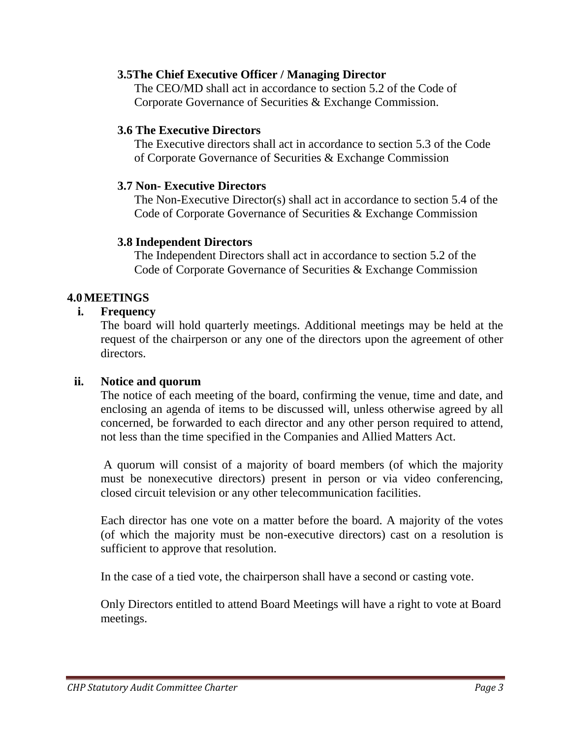### 3.5 The Chief Executive Officer / Managing Director

The CEO/MD shall act in accordance to section 5.2 of the Code of Corporate Governance of Securities & Exchange Commission.

### 3.6 The Executive Directors

The Executive directors shall act in accordance to section 5.3 of the Code of Corporate Governance of Securities & Exchange Commission

### 3.7 Non- Executive Directors

The Non-Executive Director(s) shall act in accordance to section 5.4 of the Code of Corporate Governance of Securities & Exchange Commission

### 3.8 Independent Directors

The Independent Directors shall act in accordance to section 5.2 of the Code of Corporate Governance of Securities & Exchange Commission

## 4.0 MEETINGS

**i. Frequency**

The board will hold quarterly meetings. Additional meetings may be held at the request of the chairperson or any one of the directors upon the agreement of other directors.

**ii. Notice and quorum**

The notice of each meeting of the board, confirming the venue, time and date, and enclosing an agenda of items to be discussed will, unless otherwise agreed by all concerned, be forwarded to each director and any other person required to attend, not less than the time specified in the Companies and Allied Matters Act.

A quorum will consist of a majority of board members (of which the majority must be nonexecutive directors) present in person or via video conferencing, closed circuit television or any other telecommunication facilities.

Each director has one vote on a matter before the board. A majority of the votes (of which the majority must be non-executive directors) cast on a resolution is sufficient to approve that resolution.

In the case of a tied vote, the chairperson shall have a second or casting vote.

Only Directors entitled to attend Board Meetings will have a right to vote at Board meetings.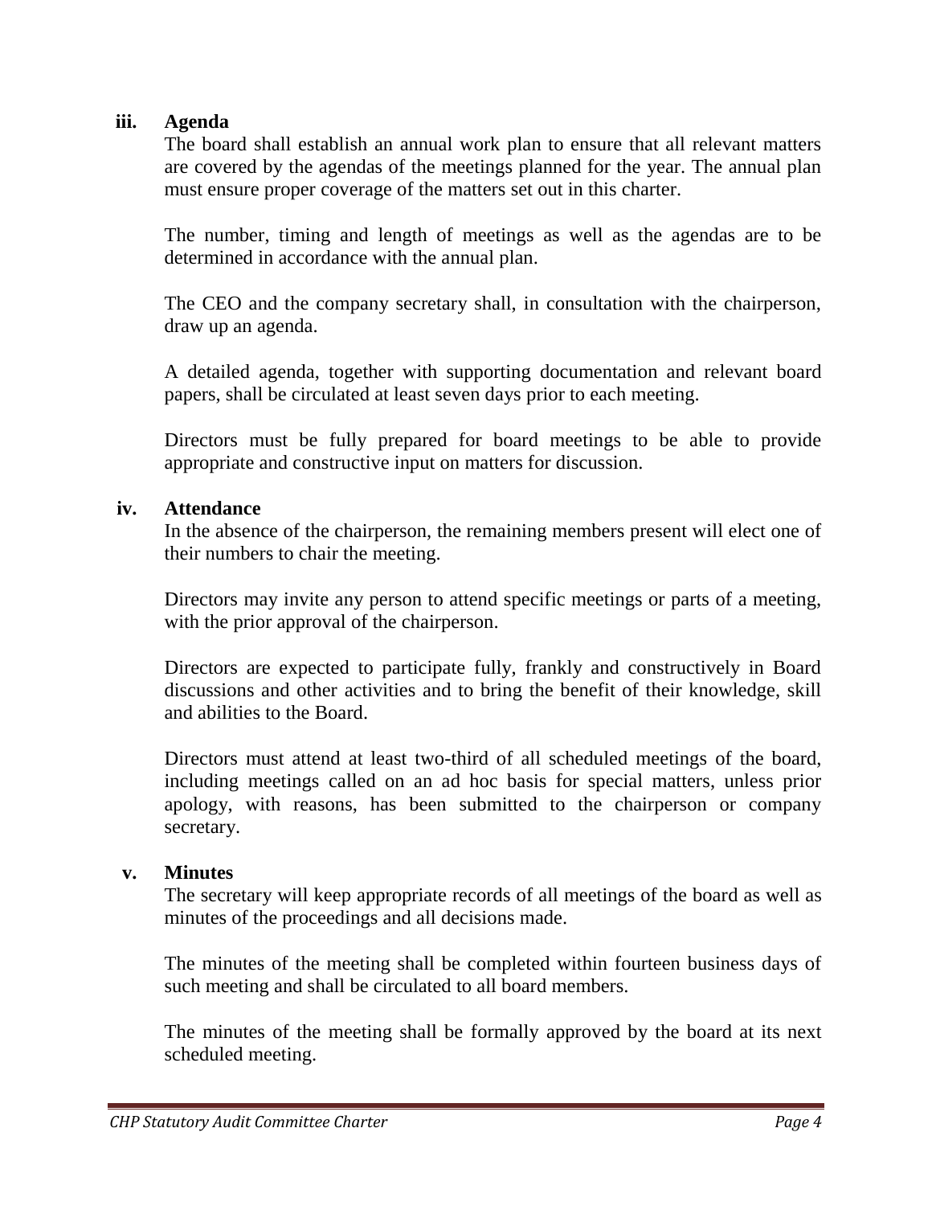**iii. Agenda**

The board shall establish an annual work plan to ensure that all relevant matters are covered by the agendas of the meetings planned for the year. The annual plan must ensure proper coverage of the matters set out in this charter.

The number, timing and length of meetings as well as the agendas are to be determined in accordance with the annual plan.

The CEO and the company secretary shall, in consultation with the chairperson, draw up an agenda.

A detailed agenda, together with supporting documentation and relevant board papers, shall be circulated at least seven days prior to each meeting.

Directors must be fully prepared for board meetings to be able to provide appropriate and constructive input on matters for discussion.

**iv. Attendance**

In the absence of the chairperson, the remaining members present will elect one of their numbers to chair the meeting.

Directors may invite any person to attend specific meetings or parts of a meeting, with the prior approval of the chairperson.

Directors are expected to participate fully, frankly and constructively in Board discussions and other activities and to bring the benefit of their knowledge, skill and abilities to the Board.

Directors must attend at least two-third of all scheduled meetings of the board, including meetings called on an ad hoc basis for special matters, unless prior apology, with reasons, has been submitted to the chairperson or company secretary.

**v. Minutes**

The secretary will keep appropriate records of all meetings of the board as well as minutes of the proceedings and all decisions made.

The minutes of the meeting shall be completed within fourteen business days of such meeting and shall be circulated to all board members.

The minutes of the meeting shall be formally approved by the board at its next scheduled meeting.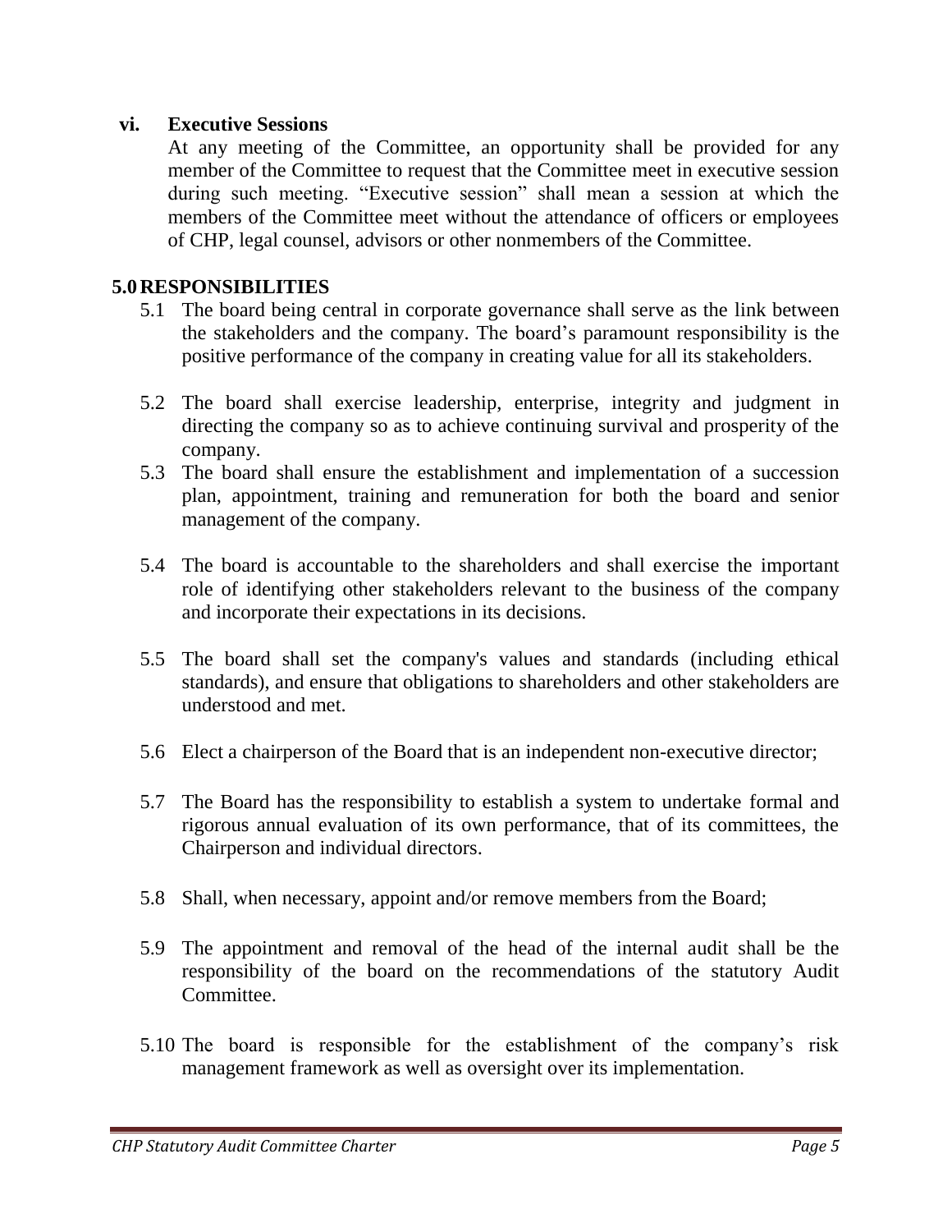### vi. Executive Sessions

At any meeting of the Committee, an opportunity shall be provided for any member of the Committee to request that the Committee meet in executive session during such meeting. "Executive session" shall mean a session at which the members of the Committee meet without the attendance of officers or employees of CHP, legal counsel, advisors or other nonmembers of the Committee.

## 5.0 RESPONSIBILITIES

5.1 The board being central in corporate governance shall serve as the link between the stakeholders and the company. The board's paramount responsibility is the positive performance of the company in creating value for all its stakeholders.

5.2 The board shall exercise leadership, enterprise, integrity and judgment in directing the company so as to achieve continuing survival and prosperity of the company.

5.3 The board shall ensure the establishment and implementation of a succession plan, appointment, training and remuneration for both the board and senior management of the company.

5.4 The board is accountable to the shareholders and shall exercise the important role of identifying other stakeholders relevant to the business of the company and incorporate their expectations in its decisions.

5.5 The board shall set the company's values and standards (including ethical standards), and ensure that obligations to shareholders and other stakeholders are understood and met.

5.6 Elect a chairperson of the Board that is an independent non-executive director;

5.7 The Board has the responsibility to establish a system to undertake formal and rigorous annual evaluation of its own performance, that of its committees, the Chairperson and individual directors.

5.8 Shall, when necessary, appoint and/or remove members from the Board;

5.9 The appointment and removal of the head of the internal audit shall be the responsibility of the board on the recommendations of the statutory Audit Committee.

5.10 The board is responsible for the establishment of the company's risk management framework as well as oversight over its implementation.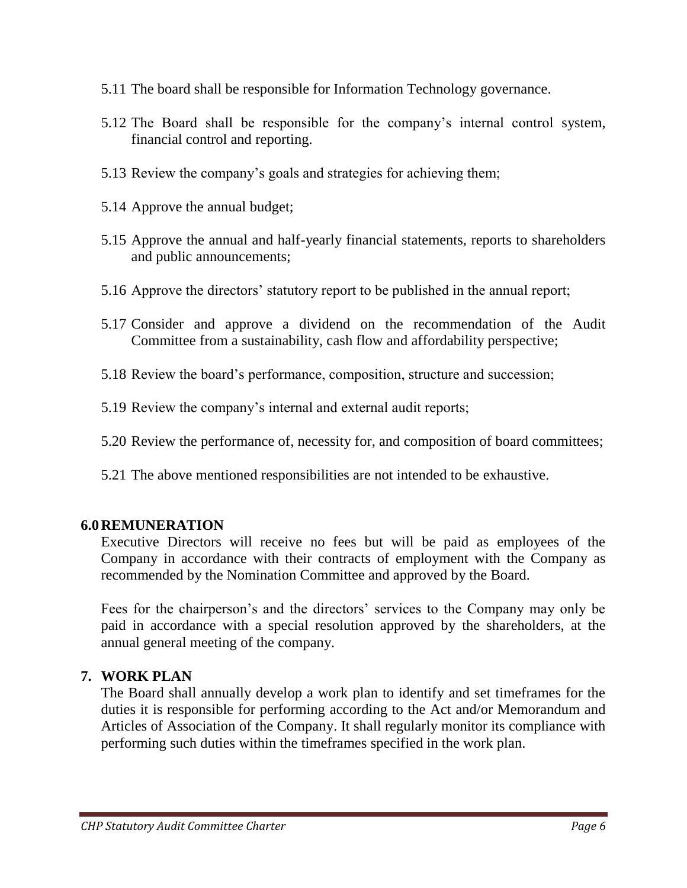5.11 The board shall be responsible for Information Technology governance.

5.12 The Board shall be responsible for the company's internal control system, financial control and reporting.

5.13 Review the company's goals and strategies for achieving them;

5.14 Approve the annual budget;

5.15 Approve the annual and half-yearly financial statements, reports to shareholders and public announcements;

5.16 Approve the directors' statutory report to be published in the annual report;

5.17 Consider and approve a dividend on the recommendation of the Audit Committee from a sustainability, cash flow and affordability perspective;

5.18 Review the board's performance, composition, structure and succession;

5.19 Review the company's internal and external audit reports;

5.20 Review the performance of, necessity for, and composition of board committees;

5.21 The above mentioned responsibilities are not intended to be exhaustive.

## 6.0 REMUNERATION

Executive Directors will receive no fees but will be paid as employees of the Company in accordance with their contracts of employment with the Company as recommended by the Nomination Committee and approved by the Board.

Fees for the chairperson's and the directors' services to the Company may only be paid in accordance with a special resolution approved by the shareholders, at the annual general meeting of the company.

## 7. WORK PLAN

The Board shall annually develop a work plan to identify and set timeframes for the duties it is responsible for performing according to the Act and/or Memorandum and Articles of Association of the Company. It shall regularly monitor its compliance with performing such duties within the timeframes specified in the work plan.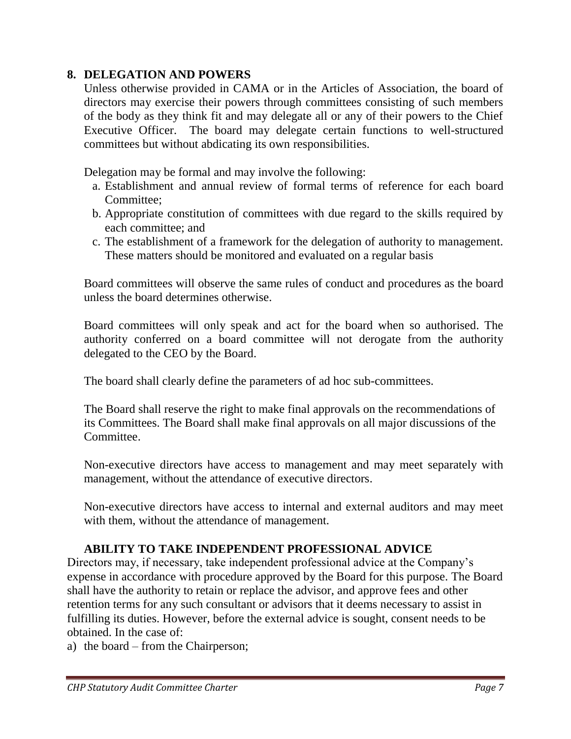## 8. DELEGATION AND POWERS

Unless otherwise provided in CAMA or in the Articles of Association, the board of directors may exercise their powers through committees consisting of such members of the body as they think fit and may delegate all or any of their powers to the Chief Executive Officer. The board may delegate certain functions to well-structured committees but without abdicating its own responsibilities.

Delegation may be formal and may involve the following:

a. Establishment and annual review of formal terms of reference for each board Committee;
b. Appropriate constitution of committees with due regard to the skills required by each committee; and
c. The establishment of a framework for the delegation of authority to management. These matters should be monitored and evaluated on a regular basis

Board committees will observe the same rules of conduct and procedures as the board unless the board determines otherwise.

Board committees will only speak and act for the board when so authorised. The authority conferred on a board committee will not derogate from the authority delegated to the CEO by the Board.

The board shall clearly define the parameters of ad hoc sub-committees.

The Board shall reserve the right to make final approvals on the recommendations of its Committees. The Board shall make final approvals on all major discussions of the Committee.

Non-executive directors have access to management and may meet separately with management, without the attendance of executive directors.

Non-executive directors have access to internal and external auditors and may meet with them, without the attendance of management.

### ABILITY TO TAKE INDEPENDENT PROFESSIONAL ADVICE

Directors may, if necessary, take independent professional advice at the Company's expense in accordance with procedure approved by the Board for this purpose. The Board shall have the authority to retain or replace the advisor, and approve fees and other retention terms for any such consultant or advisors that it deems necessary to assist in fulfilling its duties. However, before the external advice is sought, consent needs to be obtained. In the case of:

a) the board – from the Chairperson;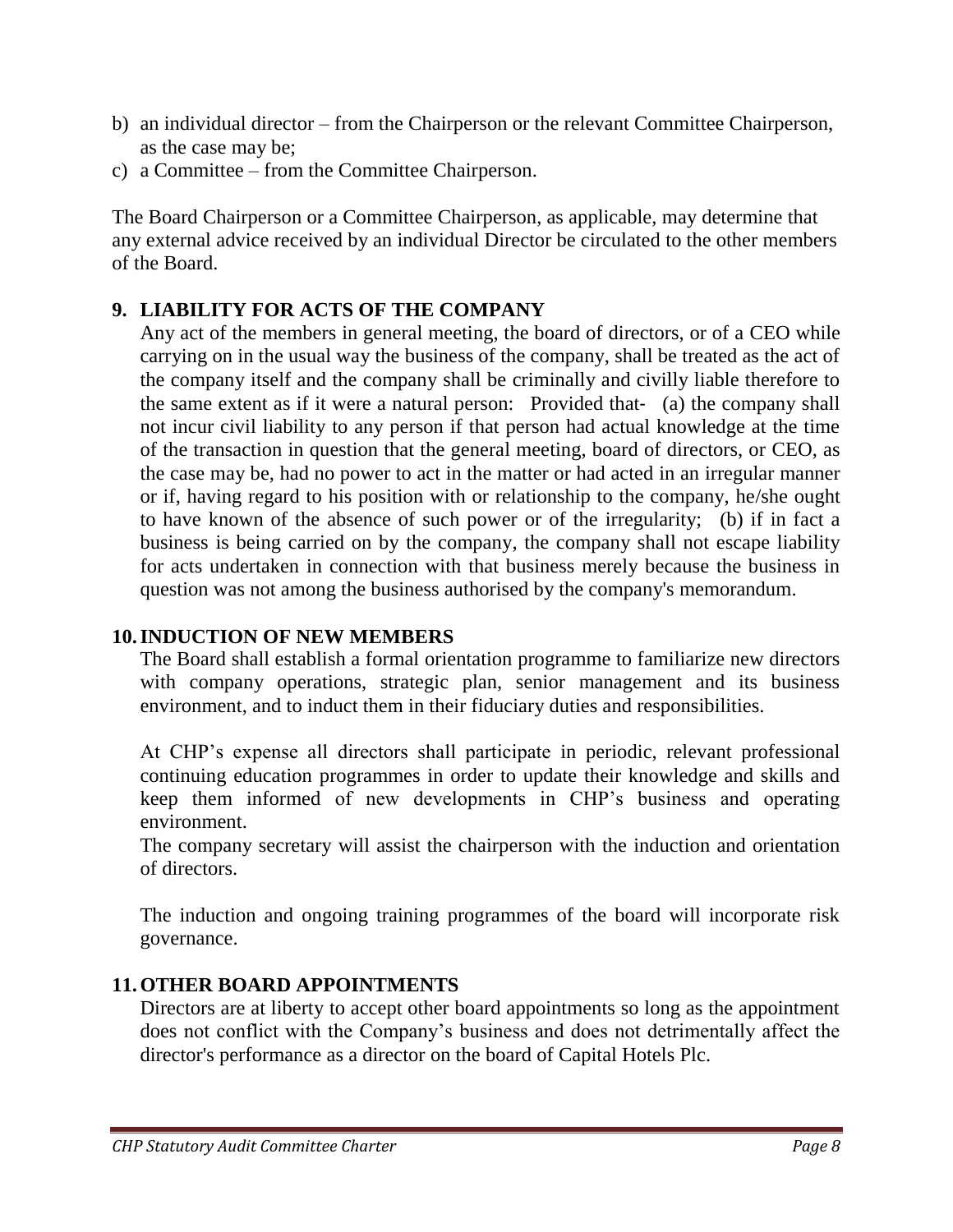b) an individual director – from the Chairperson or the relevant Committee Chairperson, as the case may be;
c) a Committee – from the Committee Chairperson.

The Board Chairperson or a Committee Chairperson, as applicable, may determine that any external advice received by an individual Director be circulated to the other members of the Board.

## 9. LIABILITY FOR ACTS OF THE COMPANY

Any act of the members in general meeting, the board of directors, or of a CEO while carrying on in the usual way the business of the company, shall be treated as the act of the company itself and the company shall be criminally and civilly liable therefore to the same extent as if it were a natural person: Provided that- (a) the company shall not incur civil liability to any person if that person had actual knowledge at the time of the transaction in question that the general meeting, board of directors, or CEO, as the case may be, had no power to act in the matter or had acted in an irregular manner or if, having regard to his position with or relationship to the company, he/she ought to have known of the absence of such power or of the irregularity; (b) if in fact a business is being carried on by the company, the company shall not escape liability for acts undertaken in connection with that business merely because the business in question was not among the business authorised by the company's memorandum.

## 10. INDUCTION OF NEW MEMBERS

The Board shall establish a formal orientation programme to familiarize new directors with company operations, strategic plan, senior management and its business environment, and to induct them in their fiduciary duties and responsibilities.

At CHP's expense all directors shall participate in periodic, relevant professional continuing education programmes in order to update their knowledge and skills and keep them informed of new developments in CHP's business and operating environment.

The company secretary will assist the chairperson with the induction and orientation of directors.

The induction and ongoing training programmes of the board will incorporate risk governance.

## 11. OTHER BOARD APPOINTMENTS

Directors are at liberty to accept other board appointments so long as the appointment does not conflict with the Company's business and does not detrimentally affect the director's performance as a director on the board of Capital Hotels Plc.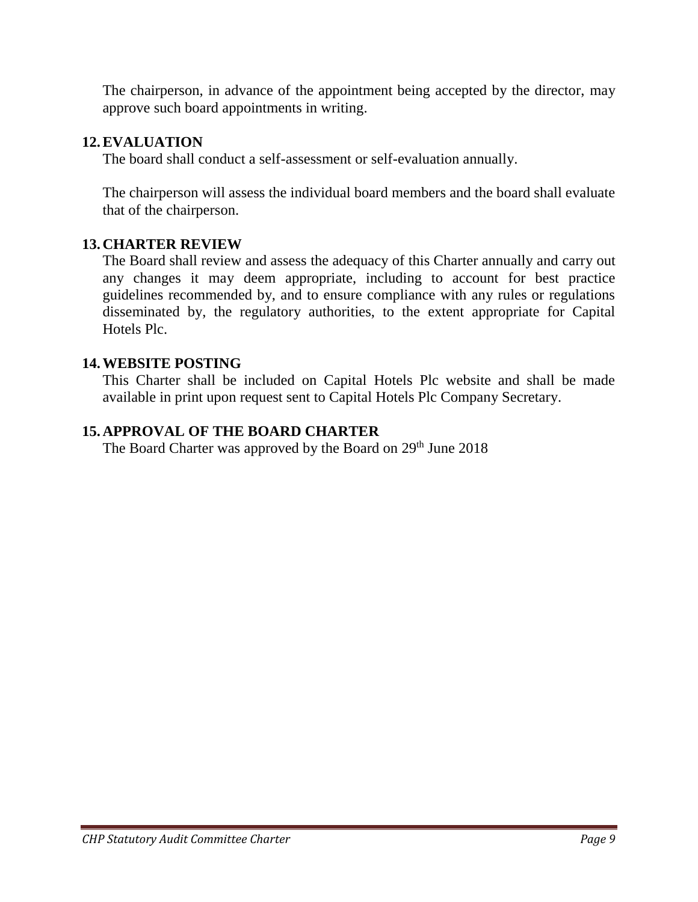The chairperson, in advance of the appointment being accepted by the director, may approve such board appointments in writing.

## 12. EVALUATION

The board shall conduct a self-assessment or self-evaluation annually.

The chairperson will assess the individual board members and the board shall evaluate that of the chairperson.

## 13. CHARTER REVIEW

The Board shall review and assess the adequacy of this Charter annually and carry out any changes it may deem appropriate, including to account for best practice guidelines recommended by, and to ensure compliance with any rules or regulations disseminated by, the regulatory authorities, to the extent appropriate for Capital Hotels Plc.

## 14. WEBSITE POSTING

This Charter shall be included on Capital Hotels Plc website and shall be made available in print upon request sent to Capital Hotels Plc Company Secretary.

## 15. APPROVAL OF THE BOARD CHARTER

The Board Charter was approved by the Board on 29th June 2018